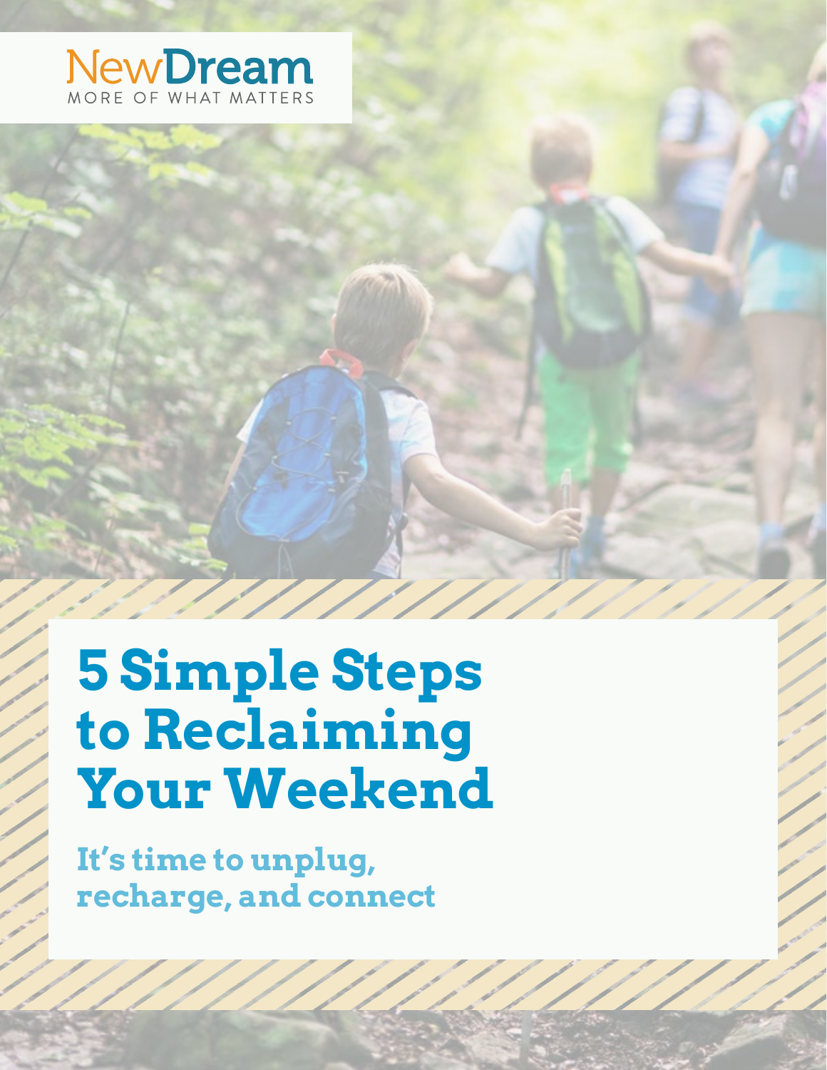NewDream
MORE OF WHAT MATTERS

# 5 Simple Steps to Reclaiming Your Weekend

## It's time to unplug, recharge, and connect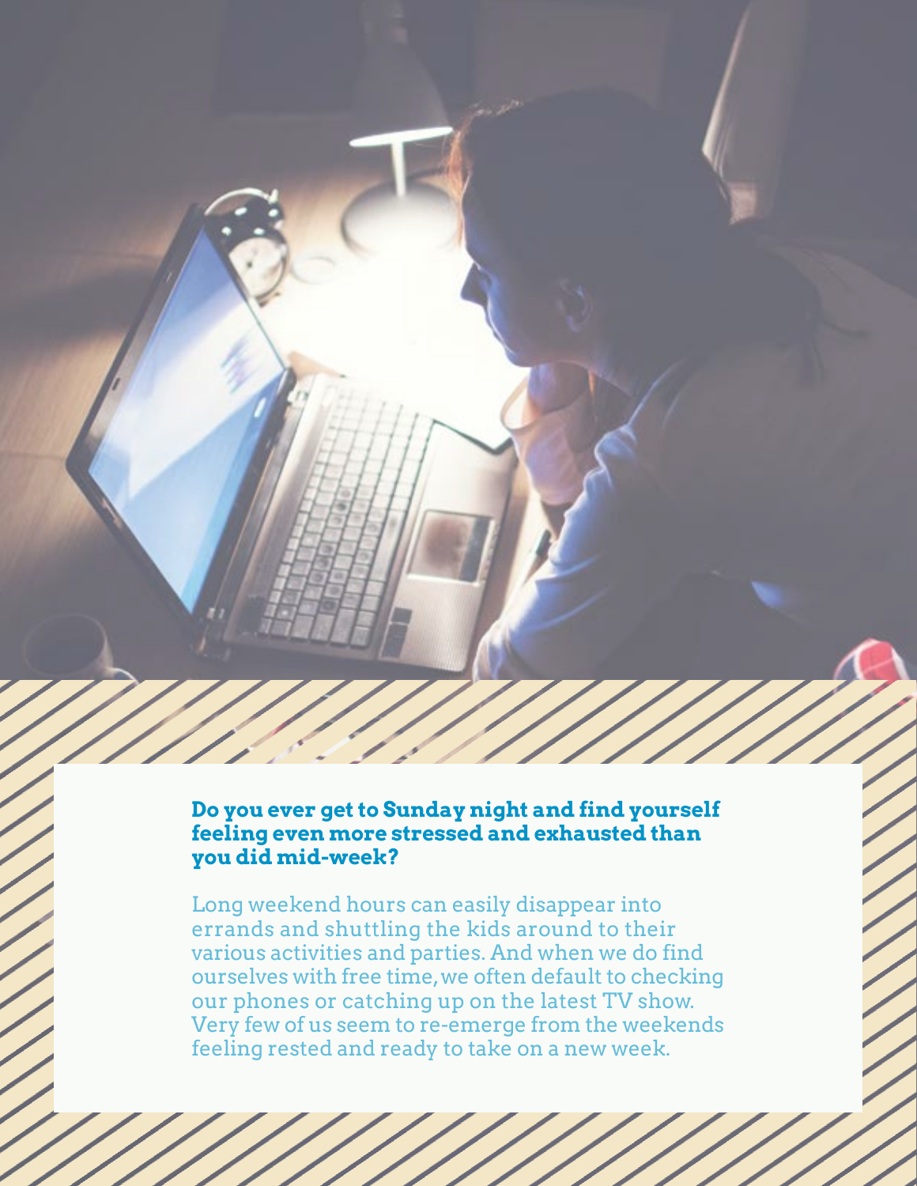**Do you ever get to Sunday night and find yourself feeling even more stressed and exhausted than you did mid-week?**

Long weekend hours can easily disappear into errands and shuttling the kids around to their various activities and parties. And when we do find ourselves with free time, we often default to checking our phones or catching up on the latest TV show. Very few of us seem to re-emerge from the weekends feeling rested and ready to take on a new week.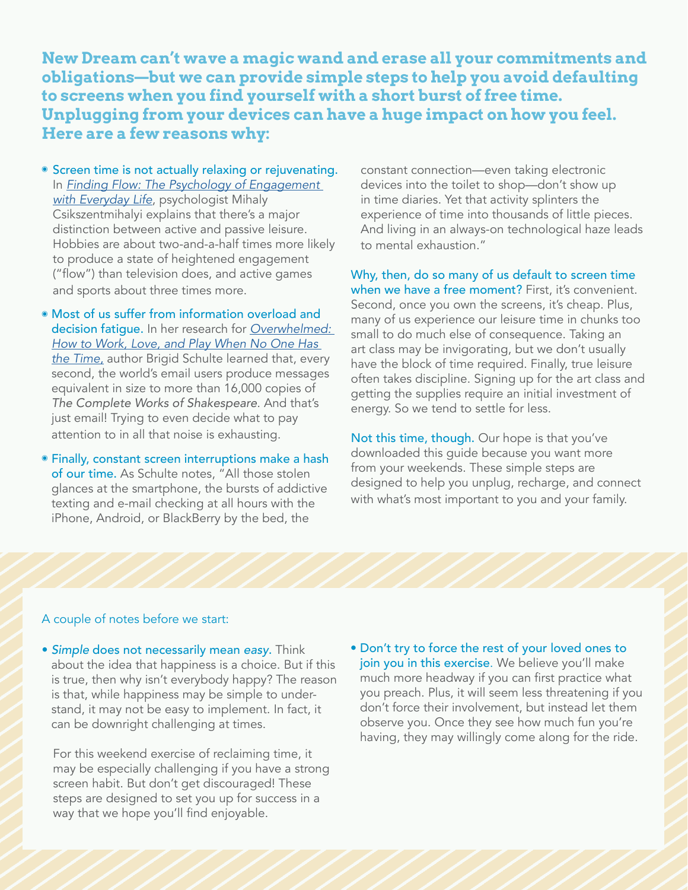**New Dream can't wave a magic wand and erase all your commitments and obligations—but we can provide simple steps to help you avoid defaulting to screens when you find yourself with a short burst of free time. Unplugging from your devices can have a huge impact on how you feel. Here are a few reasons why:**

- **Screen time is not actually relaxing or rejuvenating.** In *Finding Flow: The Psychology of Engagement with Everyday Life*, psychologist Mihaly Csikszentmihalyi explains that there's a major distinction between active and passive leisure. Hobbies are about two-and-a-half times more likely to produce a state of heightened engagement ("flow") than television does, and active games and sports about three times more.
- **Most of us suffer from information overload and decision fatigue.** In her research for *Overwhelmed: How to Work, Love, and Play When No One Has the Time*, author Brigid Schulte learned that, every second, the world's email users produce messages equivalent in size to more than 16,000 copies of *The Complete Works of Shakespeare*. And that's just email! Trying to even decide what to pay attention to in all that noise is exhausting.
- **Finally, constant screen interruptions make a hash of our time.** As Schulte notes, "All those stolen glances at the smartphone, the bursts of addictive texting and e-mail checking at all hours with the iPhone, Android, or BlackBerry by the bed, the constant connection—even taking electronic devices into the toilet to shop—don't show up in time diaries. Yet that activity splinters the experience of time into thousands of little pieces. And living in an always-on technological haze leads to mental exhaustion."

**Why, then, do so many of us default to screen time when we have a free moment?** First, it's convenient. Second, once you own the screens, it's cheap. Plus, many of us experience our leisure time in chunks too small to do much else of consequence. Taking an art class may be invigorating, but we don't usually have the block of time required. Finally, true leisure often takes discipline. Signing up for the art class and getting the supplies require an initial investment of energy. So we tend to settle for less.

**Not this time, though.** Our hope is that you've downloaded this guide because you want more from your weekends. These simple steps are designed to help you unplug, recharge, and connect with what's most important to you and your family.

A couple of notes before we start:

- ***Simple* does not necessarily mean *easy*.** Think about the idea that happiness is a choice. But if this is true, then why isn't everybody happy? The reason is that, while happiness may be simple to understand, it may not be easy to implement. In fact, it can be downright challenging at times.

  For this weekend exercise of reclaiming time, it may be especially challenging if you have a strong screen habit. But don't get discouraged! These steps are designed to set you up for success in a way that we hope you'll find enjoyable.

- **Don't try to force the rest of your loved ones to join you in this exercise.** We believe you'll make much more headway if you can first practice what you preach. Plus, it will seem less threatening if you don't force their involvement, but instead let them observe you. Once they see how much fun you're having, they may willingly come along for the ride.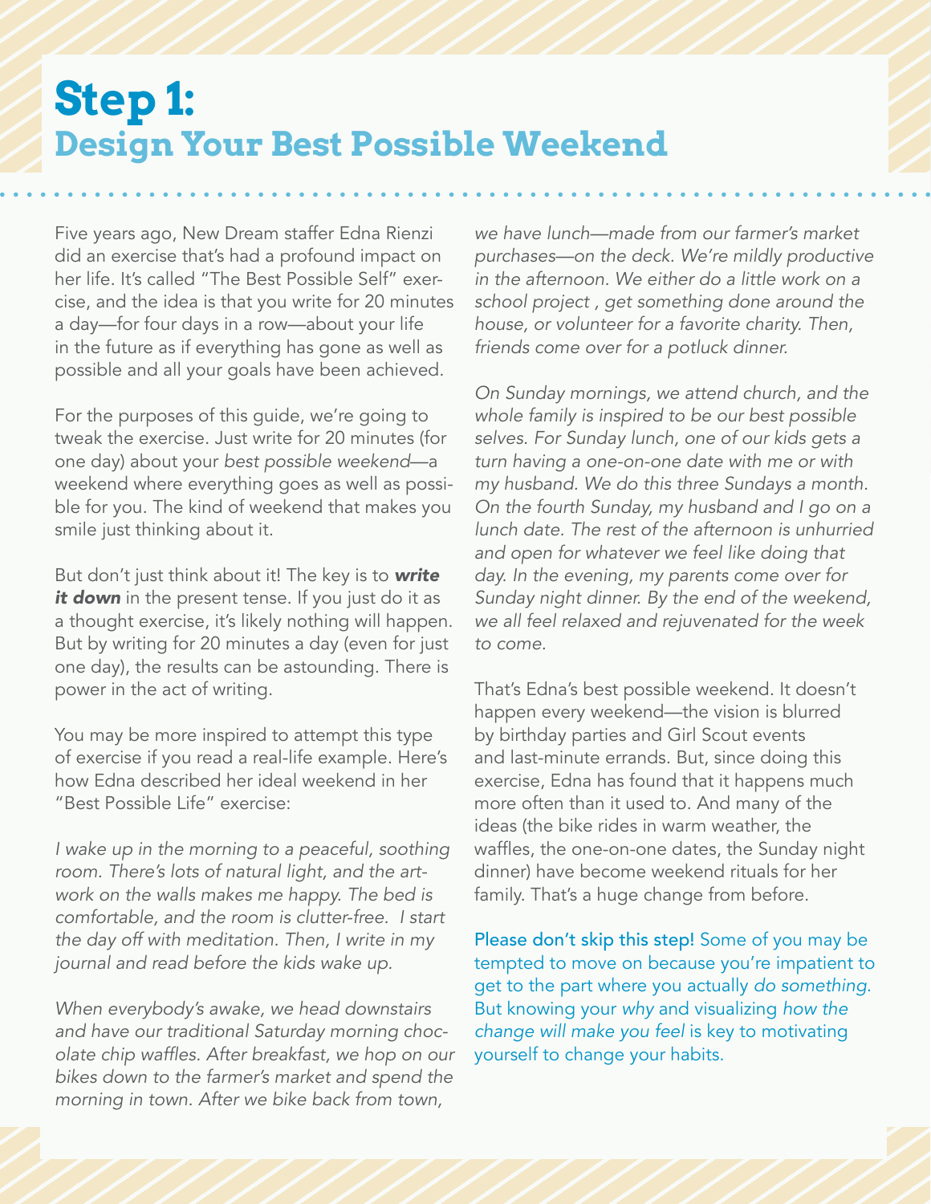# Step 1:
## Design Your Best Possible Weekend

Five years ago, New Dream staffer Edna Rienzi did an exercise that's had a profound impact on her life. It's called "The Best Possible Self" exercise, and the idea is that you write for 20 minutes a day—for four days in a row—about your life in the future as if everything has gone as well as possible and all your goals have been achieved.

For the purposes of this guide, we're going to tweak the exercise. Just write for 20 minutes (for one day) about your *best possible weekend*—a weekend where everything goes as well as possible for you. The kind of weekend that makes you smile just thinking about it.

But don't just think about it! The key is to ***write it down*** in the present tense. If you just do it as a thought exercise, it's likely nothing will happen. But by writing for 20 minutes a day (even for just one day), the results can be astounding. There is power in the act of writing.

You may be more inspired to attempt this type of exercise if you read a real-life example. Here's how Edna described her ideal weekend in her "Best Possible Life" exercise:

*I wake up in the morning to a peaceful, soothing room. There's lots of natural light, and the artwork on the walls makes me happy. The bed is comfortable, and the room is clutter-free. I start the day off with meditation. Then, I write in my journal and read before the kids wake up.*

*When everybody's awake, we head downstairs and have our traditional Saturday morning chocolate chip waffles. After breakfast, we hop on our bikes down to the farmer's market and spend the morning in town. After we bike back from town, we have lunch—made from our farmer's market purchases—on the deck. We're mildly productive in the afternoon. We either do a little work on a school project , get something done around the house, or volunteer for a favorite charity. Then, friends come over for a potluck dinner.*

*On Sunday mornings, we attend church, and the whole family is inspired to be our best possible selves. For Sunday lunch, one of our kids gets a turn having a one-on-one date with me or with my husband. We do this three Sundays a month. On the fourth Sunday, my husband and I go on a lunch date. The rest of the afternoon is unhurried and open for whatever we feel like doing that day. In the evening, my parents come over for Sunday night dinner. By the end of the weekend, we all feel relaxed and rejuvenated for the week to come.*

That's Edna's best possible weekend. It doesn't happen every weekend—the vision is blurred by birthday parties and Girl Scout events and last-minute errands. But, since doing this exercise, Edna has found that it happens much more often than it used to. And many of the ideas (the bike rides in warm weather, the waffles, the one-on-one dates, the Sunday night dinner) have become weekend rituals for her family. That's a huge change from before.

Please don't skip this step! Some of you may be tempted to move on because you're impatient to get to the part where you actually *do something*. But knowing your *why* and visualizing *how the change will make you feel* is key to motivating yourself to change your habits.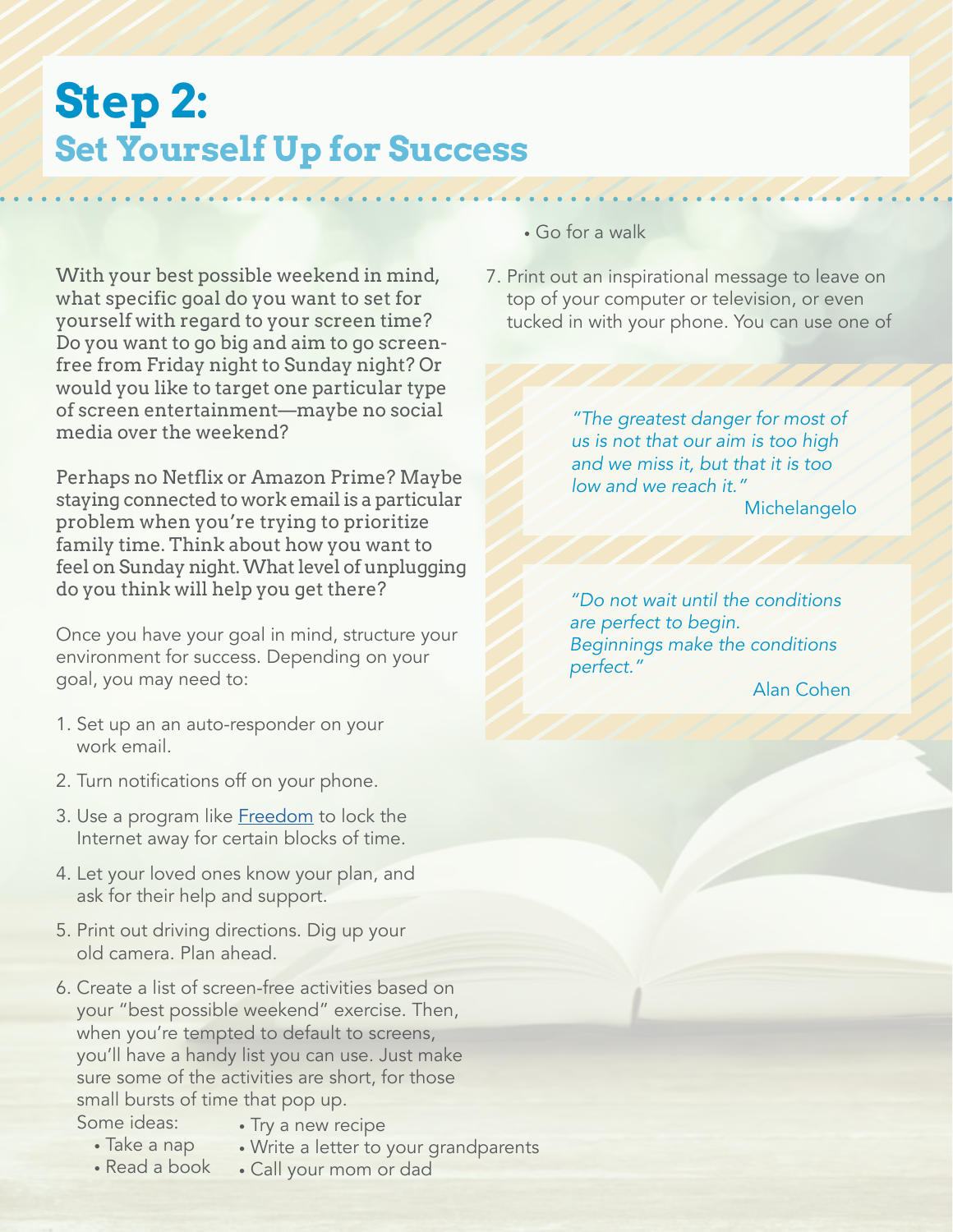# Step 2:
## Set Yourself Up for Success

With your best possible weekend in mind, what specific goal do you want to set for yourself with regard to your screen time? Do you want to go big and aim to go screen-free from Friday night to Sunday night? Or would you like to target one particular type of screen entertainment—maybe no social media over the weekend?

Perhaps no Netflix or Amazon Prime? Maybe staying connected to work email is a particular problem when you're trying to prioritize family time. Think about how you want to feel on Sunday night. What level of unplugging do you think will help you get there?

Once you have your goal in mind, structure your environment for success. Depending on your goal, you may need to:

1. Set up an an auto-responder on your work email.
2. Turn notifications off on your phone.
3. Use a program like [Freedom] to lock the Internet away for certain blocks of time.
4. Let your loved ones know your plan, and ask for their help and support.
5. Print out driving directions. Dig up your old camera. Plan ahead.
6. Create a list of screen-free activities based on your "best possible weekend" exercise. Then, when you're tempted to default to screens, you'll have a handy list you can use. Just make sure some of the activities are short, for those small bursts of time that pop up.
   Some ideas:
   - Take a nap
   - Read a book
   - Try a new recipe
   - Write a letter to your grandparents
   - Call your mom or dad
   - Go for a walk
7. Print out an inspirational message to leave on top of your computer or television, or even tucked in with your phone. You can use one of

> *"The greatest danger for most of us is not that our aim is too high and we miss it, but that it is too low and we reach it."*
>
> Michelangelo

> *"Do not wait until the conditions are perfect to begin. Beginnings make the conditions perfect."*
>
> Alan Cohen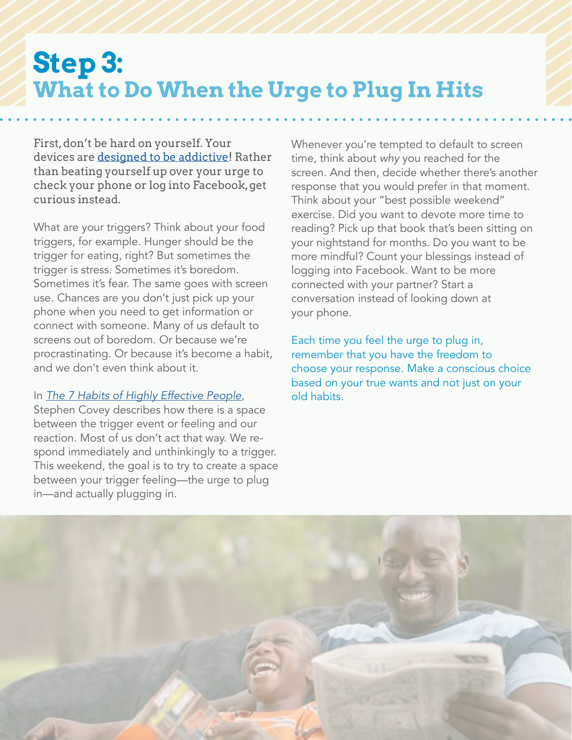# Step 3:
## What to Do When the Urge to Plug In Hits

First, don't be hard on yourself. Your devices are designed to be addictive! Rather than beating yourself up over your urge to check your phone or log into Facebook, get curious instead.

What are your triggers? Think about your food triggers, for example. Hunger should be the trigger for eating, right? But sometimes the trigger is stress. Sometimes it's boredom. Sometimes it's fear. The same goes with screen use. Chances are you don't just pick up your phone when you need to get information or connect with someone. Many of us default to screens out of boredom. Or because we're procrastinating. Or because it's become a habit, and we don't even think about it.

In *The 7 Habits of Highly Effective People*, Stephen Covey describes how there is a space between the trigger event or feeling and our reaction. Most of us don't act that way. We respond immediately and unthinkingly to a trigger. This weekend, the goal is to try to create a space between your trigger feeling—the urge to plug in—and actually plugging in.

Whenever you're tempted to default to screen time, think about *why* you reached for the screen. And then, decide whether there's another response that you would prefer in that moment. Think about your "best possible weekend" exercise. Did you want to devote more time to reading? Pick up that book that's been sitting on your nightstand for months. Do you want to be more mindful? Count your blessings instead of logging into Facebook. Want to be more connected with your partner? Start a conversation instead of looking down at your phone.

Each time you feel the urge to plug in, remember that you have the freedom to choose your response. Make a conscious choice based on your true wants and not just on your old habits.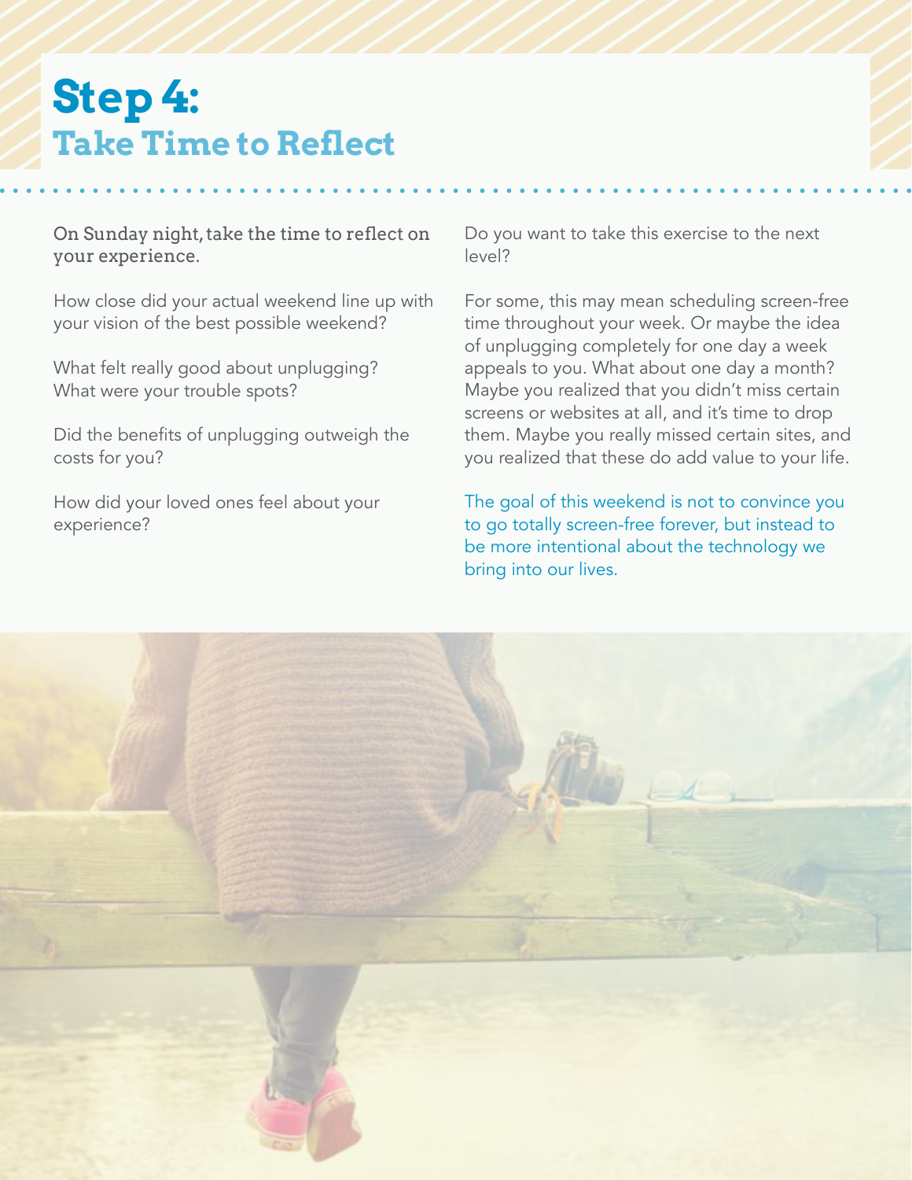# Step 4:
## Take Time to Reflect

On Sunday night, take the time to reflect on your experience.

How close did your actual weekend line up with your vision of the best possible weekend?

What felt really good about unplugging? What were your trouble spots?

Did the benefits of unplugging outweigh the costs for you?

How did your loved ones feel about your experience?

Do you want to take this exercise to the next level?

For some, this may mean scheduling screen-free time throughout your week. Or maybe the idea of unplugging completely for one day a week appeals to you. What about one day a month? Maybe you realized that you didn't miss certain screens or websites at all, and it's time to drop them. Maybe you really missed certain sites, and you realized that these do add value to your life.

The goal of this weekend is not to convince you to go totally screen-free forever, but instead to be more intentional about the technology we bring into our lives.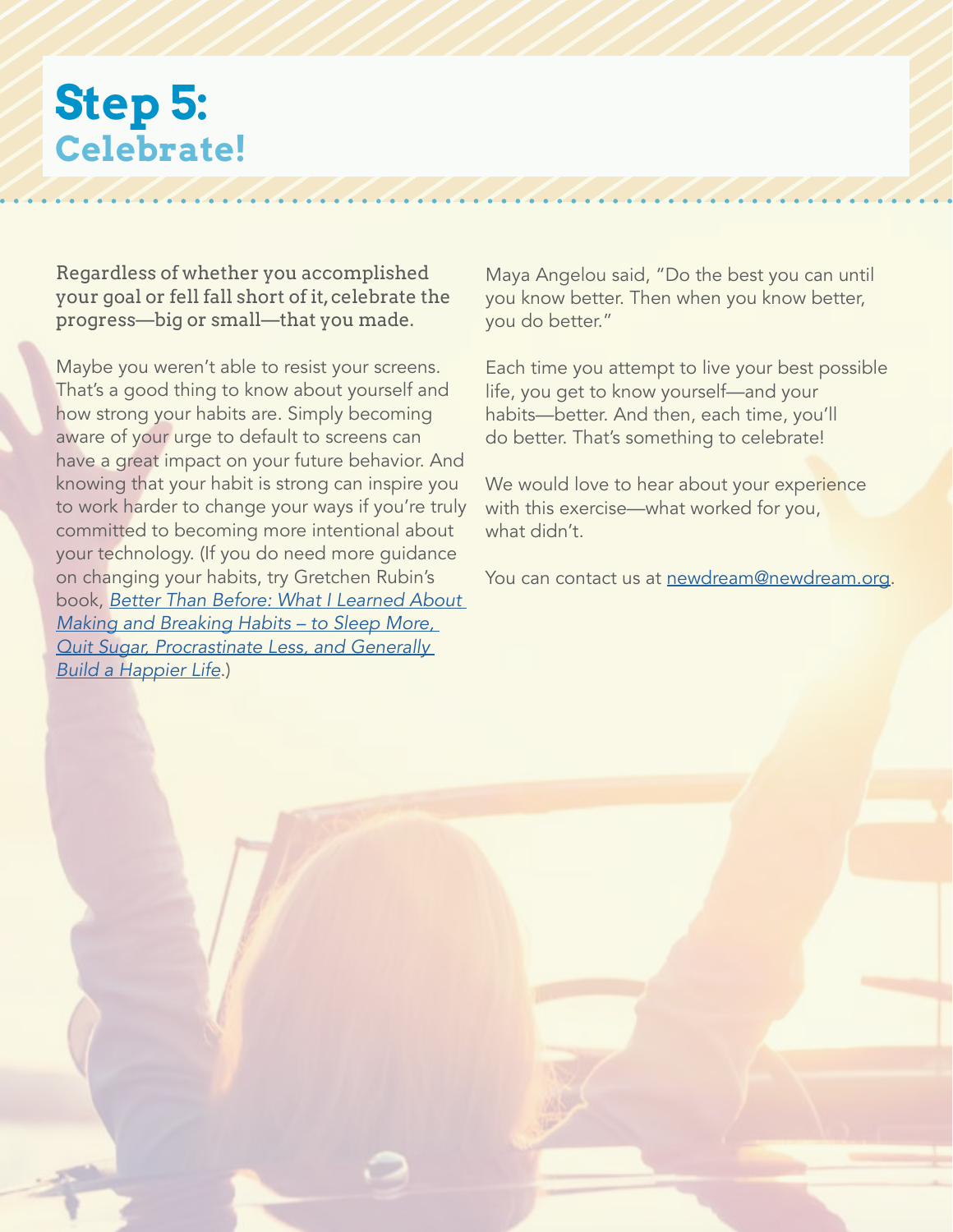# Step 5:
## Celebrate!

Regardless of whether you accomplished your goal or fell fall short of it, celebrate the progress—big or small—that you made.

Maybe you weren't able to resist your screens. That's a good thing to know about yourself and how strong your habits are. Simply becoming aware of your urge to default to screens can have a great impact on your future behavior. And knowing that your habit is strong can inspire you to work harder to change your ways if you're truly committed to becoming more intentional about your technology. (If you do need more guidance on changing your habits, try Gretchen Rubin's book, *Better Than Before: What I Learned About Making and Breaking Habits – to Sleep More, Quit Sugar, Procrastinate Less, and Generally Build a Happier Life*.)

Maya Angelou said, "Do the best you can until you know better. Then when you know better, you do better."

Each time you attempt to live your best possible life, you get to know yourself—and your habits—better. And then, each time, you'll do better. That's something to celebrate!

We would love to hear about your experience with this exercise—what worked for you, what didn't.

You can contact us at newdream@newdream.org.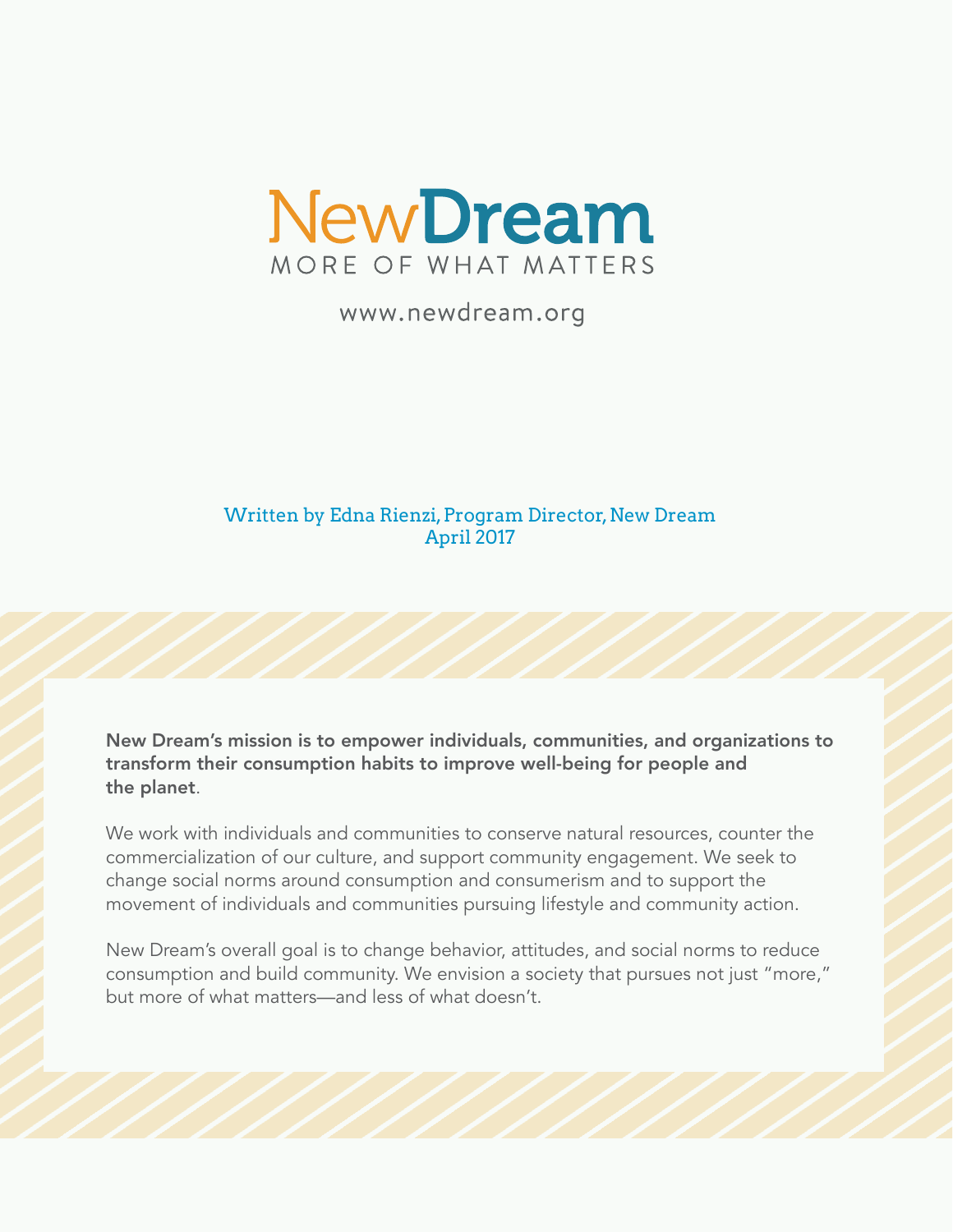# NewDream

MORE OF WHAT MATTERS

www.newdream.org

Written by Edna Rienzi, Program Director, New Dream
April 2017

**New Dream's mission is to empower individuals, communities, and organizations to transform their consumption habits to improve well-being for people and the planet**.

We work with individuals and communities to conserve natural resources, counter the commercialization of our culture, and support community engagement. We seek to change social norms around consumption and consumerism and to support the movement of individuals and communities pursuing lifestyle and community action.

New Dream's overall goal is to change behavior, attitudes, and social norms to reduce consumption and build community. We envision a society that pursues not just "more," but more of what matters—and less of what doesn't.